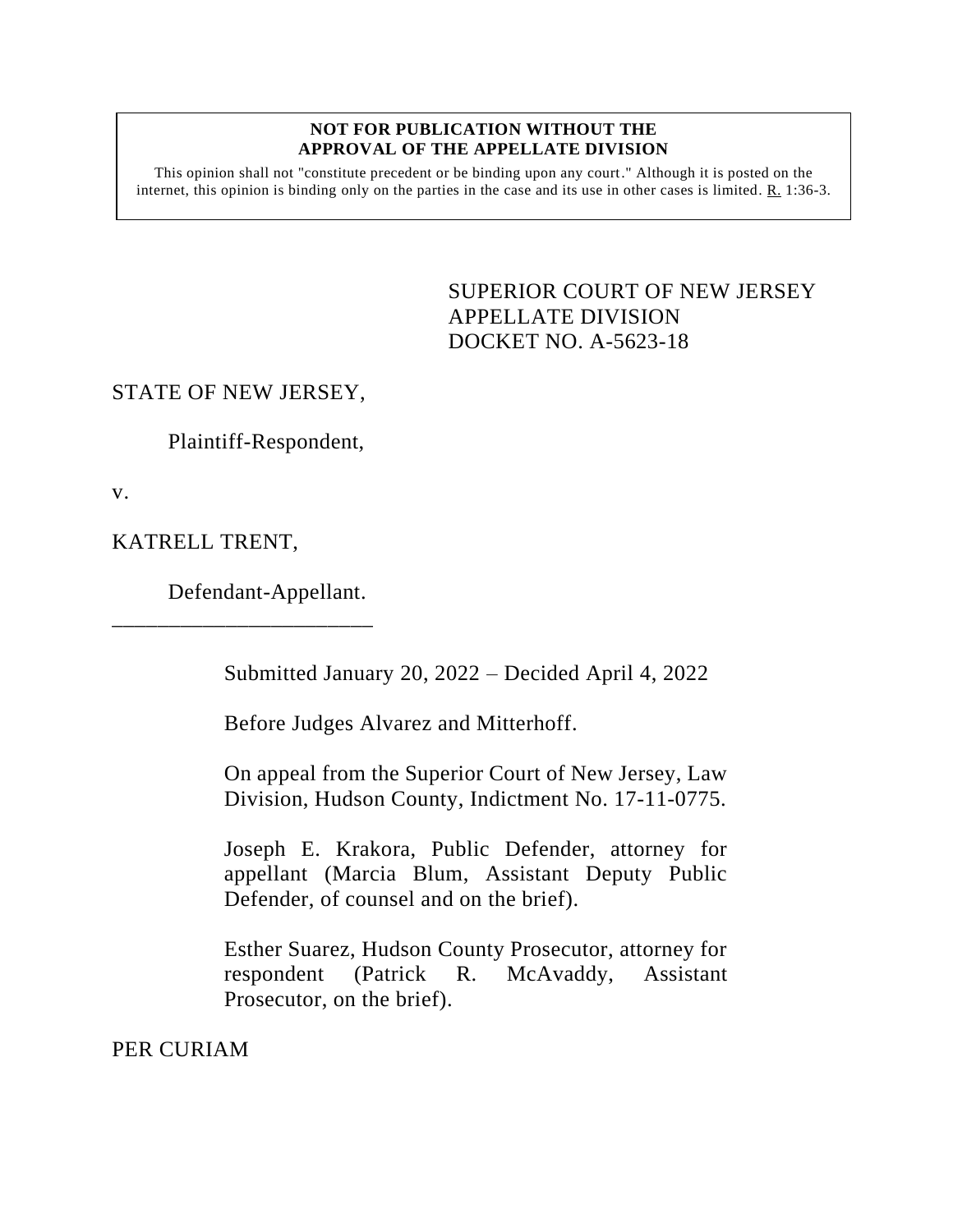**NOT FOR PUBLICATION WITHOUT THE APPROVAL OF THE APPELLATE DIVISION**

This opinion shall not "constitute precedent or be binding upon any court." Although it is posted on the internet, this opinion is binding only on the parties in the case and its use in other cases is limited. R. 1:36-3.

SUPERIOR COURT OF NEW JERSEY
APPELLATE DIVISION
DOCKET NO. A-5623-18

STATE OF NEW JERSEY,

Plaintiff-Respondent,

v.

KATRELL TRENT,

Defendant-Appellant.

_______________________

Submitted January 20, 2022 – Decided April 4, 2022

Before Judges Alvarez and Mitterhoff.

On appeal from the Superior Court of New Jersey, Law Division, Hudson County, Indictment No. 17-11-0775.

Joseph E. Krakora, Public Defender, attorney for appellant (Marcia Blum, Assistant Deputy Public Defender, of counsel and on the brief).

Esther Suarez, Hudson County Prosecutor, attorney for respondent (Patrick R. McAvaddy, Assistant Prosecutor, on the brief).

PER CURIAM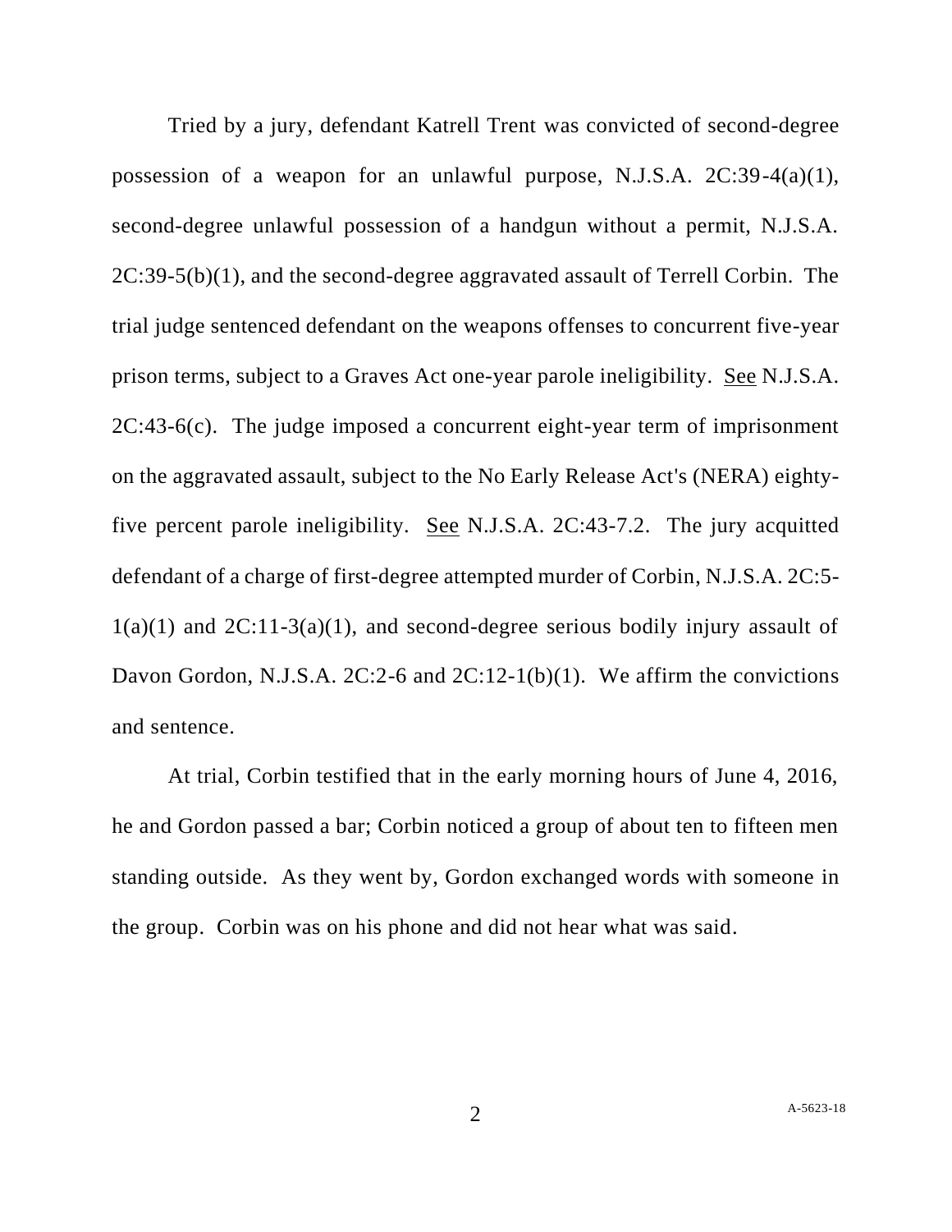Tried by a jury, defendant Katrell Trent was convicted of second-degree possession of a weapon for an unlawful purpose, N.J.S.A. 2C:39-4(a)(1), second-degree unlawful possession of a handgun without a permit, N.J.S.A. 2C:39-5(b)(1), and the second-degree aggravated assault of Terrell Corbin. The trial judge sentenced defendant on the weapons offenses to concurrent five-year prison terms, subject to a Graves Act one-year parole ineligibility. See N.J.S.A. 2C:43-6(c). The judge imposed a concurrent eight-year term of imprisonment on the aggravated assault, subject to the No Early Release Act's (NERA) eighty-five percent parole ineligibility. See N.J.S.A. 2C:43-7.2. The jury acquitted defendant of a charge of first-degree attempted murder of Corbin, N.J.S.A. 2C:5-1(a)(1) and 2C:11-3(a)(1), and second-degree serious bodily injury assault of Davon Gordon, N.J.S.A. 2C:2-6 and 2C:12-1(b)(1). We affirm the convictions and sentence.

At trial, Corbin testified that in the early morning hours of June 4, 2016, he and Gordon passed a bar; Corbin noticed a group of about ten to fifteen men standing outside. As they went by, Gordon exchanged words with someone in the group. Corbin was on his phone and did not hear what was said.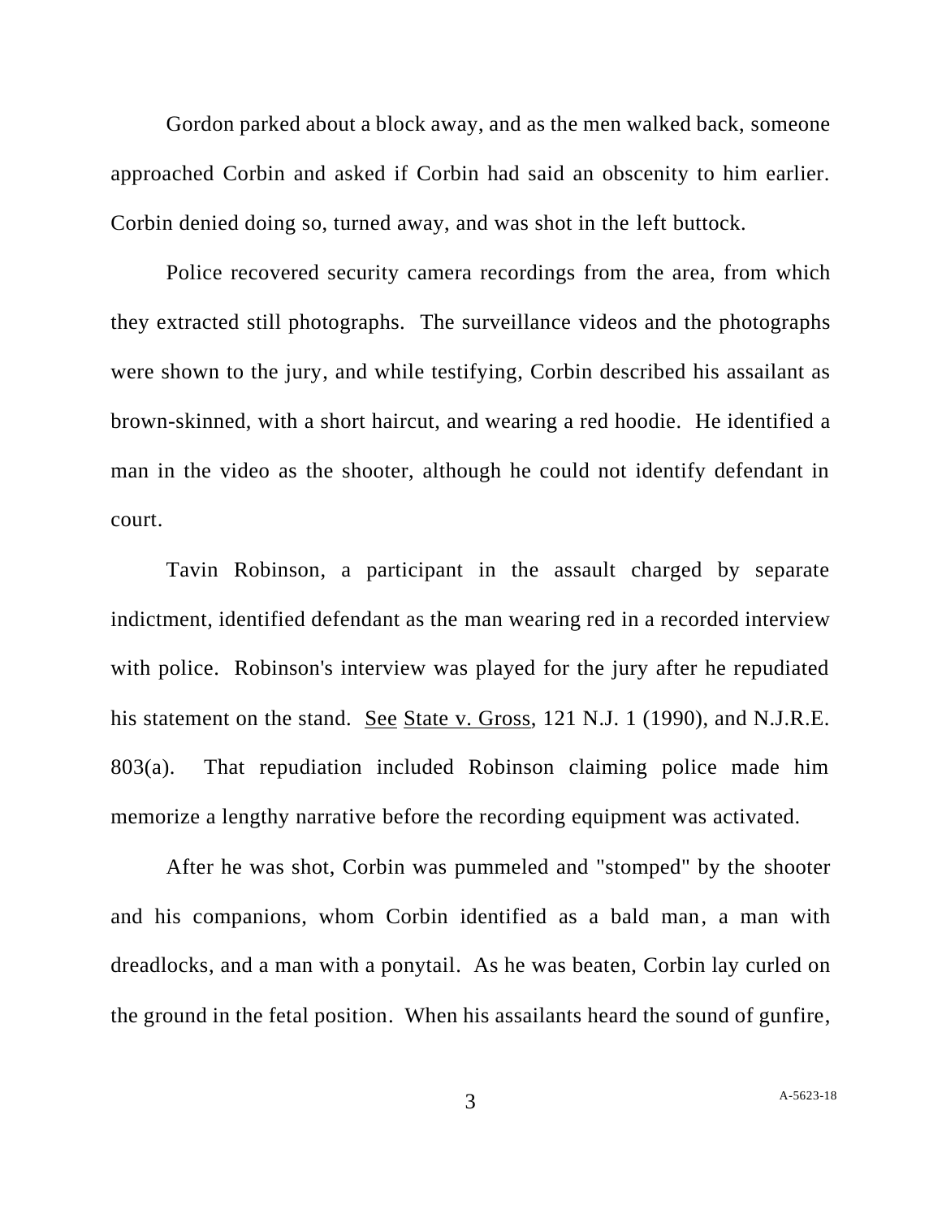Gordon parked about a block away, and as the men walked back, someone approached Corbin and asked if Corbin had said an obscenity to him earlier. Corbin denied doing so, turned away, and was shot in the left buttock.

Police recovered security camera recordings from the area, from which they extracted still photographs. The surveillance videos and the photographs were shown to the jury, and while testifying, Corbin described his assailant as brown-skinned, with a short haircut, and wearing a red hoodie. He identified a man in the video as the shooter, although he could not identify defendant in court.

Tavin Robinson, a participant in the assault charged by separate indictment, identified defendant as the man wearing red in a recorded interview with police. Robinson's interview was played for the jury after he repudiated his statement on the stand. See State v. Gross, 121 N.J. 1 (1990), and N.J.R.E. 803(a). That repudiation included Robinson claiming police made him memorize a lengthy narrative before the recording equipment was activated.

After he was shot, Corbin was pummeled and "stomped" by the shooter and his companions, whom Corbin identified as a bald man, a man with dreadlocks, and a man with a ponytail. As he was beaten, Corbin lay curled on the ground in the fetal position. When his assailants heard the sound of gunfire,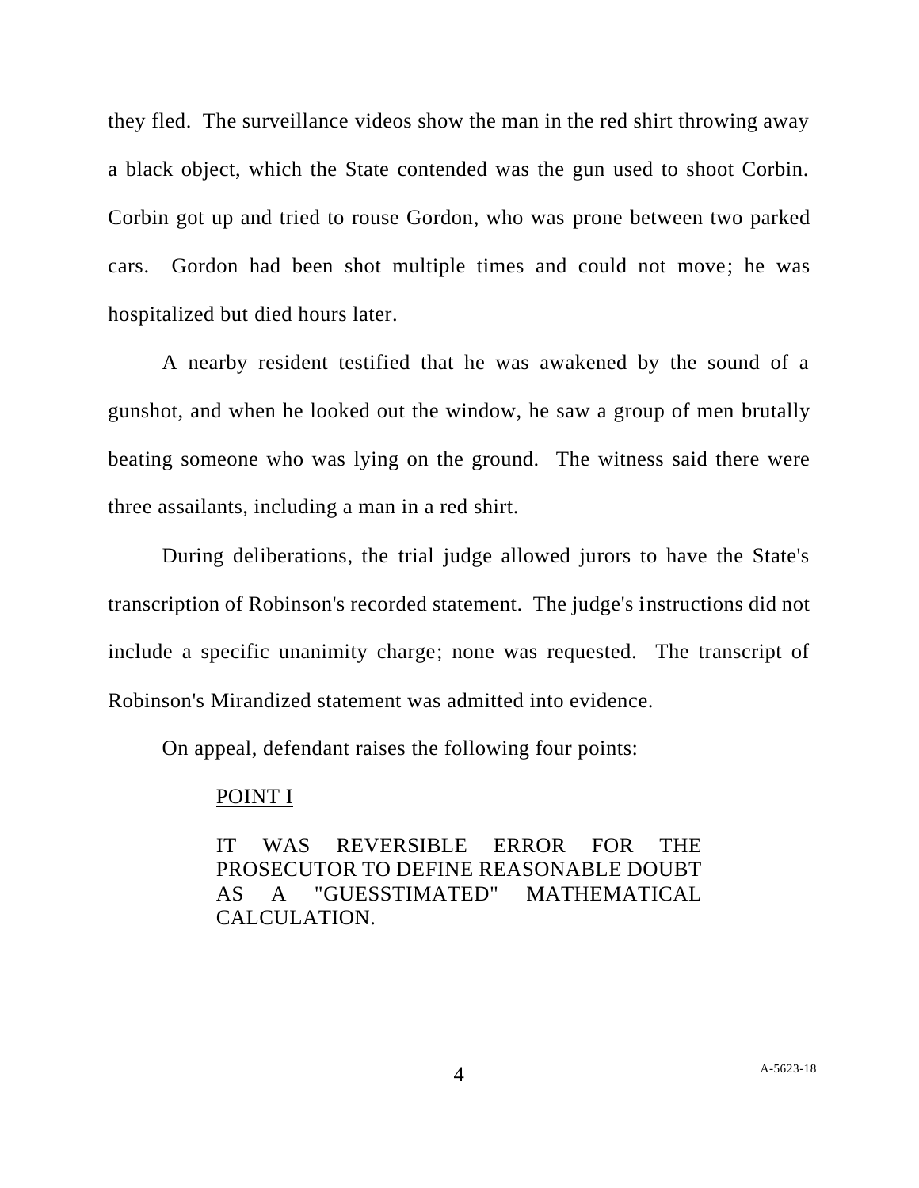they fled. The surveillance videos show the man in the red shirt throwing away a black object, which the State contended was the gun used to shoot Corbin. Corbin got up and tried to rouse Gordon, who was prone between two parked cars. Gordon had been shot multiple times and could not move; he was hospitalized but died hours later.

A nearby resident testified that he was awakened by the sound of a gunshot, and when he looked out the window, he saw a group of men brutally beating someone who was lying on the ground. The witness said there were three assailants, including a man in a red shirt.

During deliberations, the trial judge allowed jurors to have the State's transcription of Robinson's recorded statement. The judge's instructions did not include a specific unanimity charge; none was requested. The transcript of Robinson's Mirandized statement was admitted into evidence.

On appeal, defendant raises the following four points:

> <u>POINT I</u>
>
> IT WAS REVERSIBLE ERROR FOR THE PROSECUTOR TO DEFINE REASONABLE DOUBT AS A "GUESSTIMATED" MATHEMATICAL CALCULATION.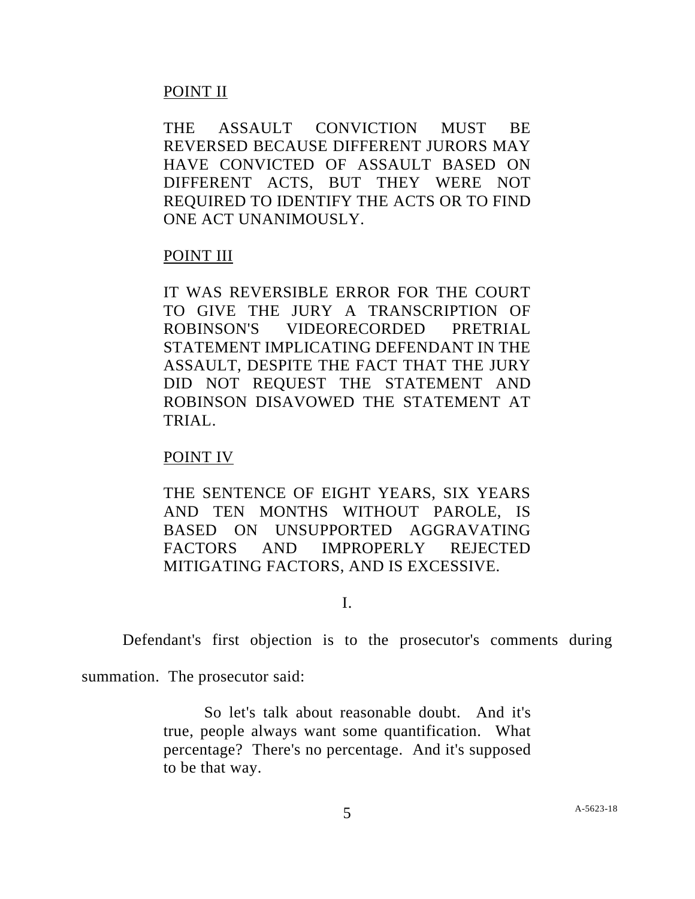POINT II

THE ASSAULT CONVICTION MUST BE REVERSED BECAUSE DIFFERENT JURORS MAY HAVE CONVICTED OF ASSAULT BASED ON DIFFERENT ACTS, BUT THEY WERE NOT REQUIRED TO IDENTIFY THE ACTS OR TO FIND ONE ACT UNANIMOUSLY.

POINT III

IT WAS REVERSIBLE ERROR FOR THE COURT TO GIVE THE JURY A TRANSCRIPTION OF ROBINSON'S VIDEORECORDED PRETRIAL STATEMENT IMPLICATING DEFENDANT IN THE ASSAULT, DESPITE THE FACT THAT THE JURY DID NOT REQUEST THE STATEMENT AND ROBINSON DISAVOWED THE STATEMENT AT TRIAL.

POINT IV

THE SENTENCE OF EIGHT YEARS, SIX YEARS AND TEN MONTHS WITHOUT PAROLE, IS BASED ON UNSUPPORTED AGGRAVATING FACTORS AND IMPROPERLY REJECTED MITIGATING FACTORS, AND IS EXCESSIVE.

I.

Defendant's first objection is to the prosecutor's comments during summation. The prosecutor said:

> So let's talk about reasonable doubt. And it's true, people always want some quantification. What percentage? There's no percentage. And it's supposed to be that way.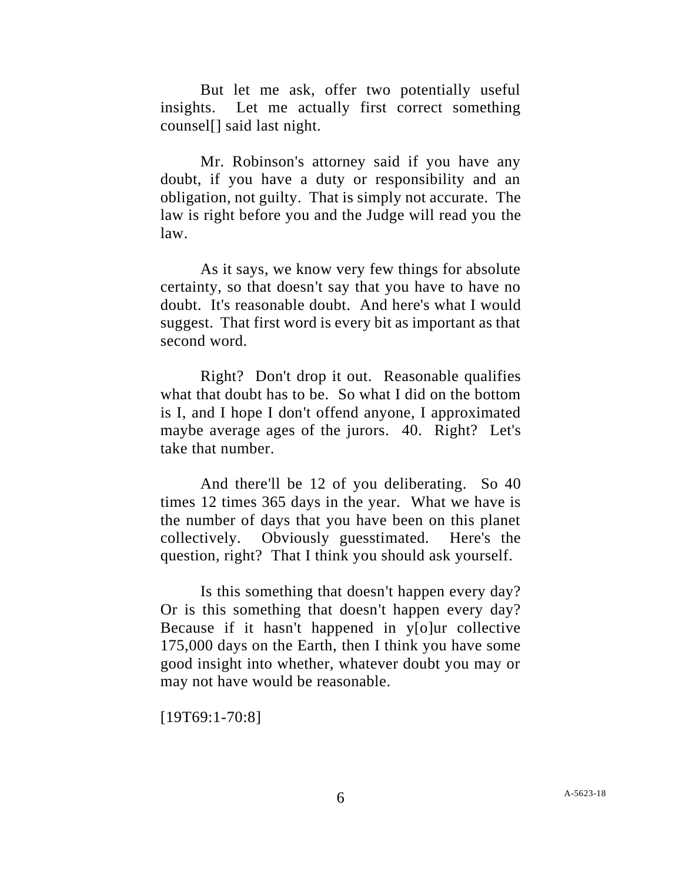But let me ask, offer two potentially useful insights. Let me actually first correct something counsel[] said last night.

Mr. Robinson's attorney said if you have any doubt, if you have a duty or responsibility and an obligation, not guilty. That is simply not accurate. The law is right before you and the Judge will read you the law.

As it says, we know very few things for absolute certainty, so that doesn't say that you have to have no doubt. It's reasonable doubt. And here's what I would suggest. That first word is every bit as important as that second word.

Right? Don't drop it out. Reasonable qualifies what that doubt has to be. So what I did on the bottom is I, and I hope I don't offend anyone, I approximated maybe average ages of the jurors. 40. Right? Let's take that number.

And there'll be 12 of you deliberating. So 40 times 12 times 365 days in the year. What we have is the number of days that you have been on this planet collectively. Obviously guesstimated. Here's the question, right? That I think you should ask yourself.

Is this something that doesn't happen every day? Or is this something that doesn't happen every day? Because if it hasn't happened in y[o]ur collective 175,000 days on the Earth, then I think you have some good insight into whether, whatever doubt you may or may not have would be reasonable.

[19T69:1-70:8]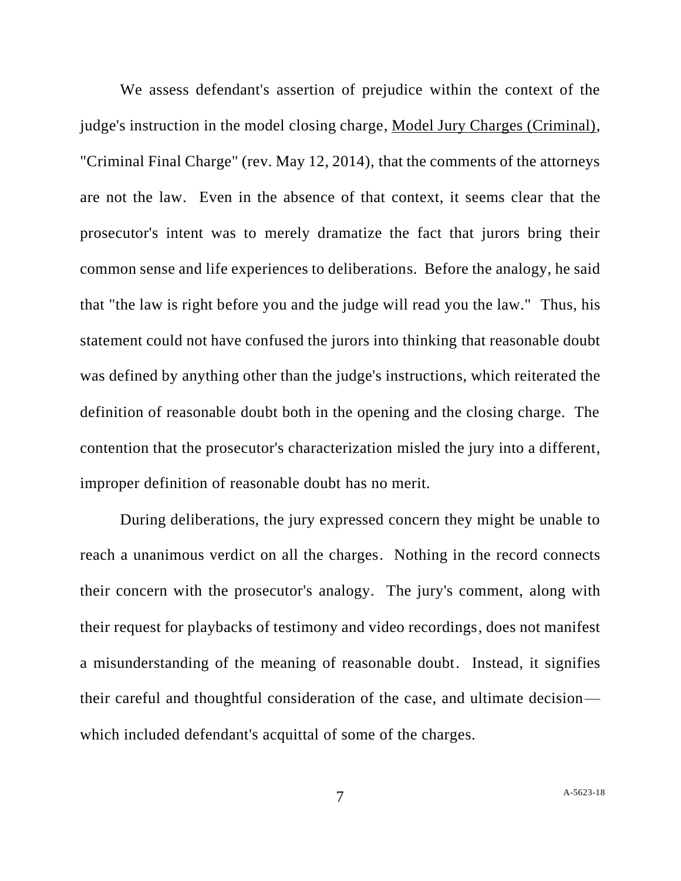We assess defendant's assertion of prejudice within the context of the judge's instruction in the model closing charge, <u>Model Jury Charges (Criminal)</u>, "Criminal Final Charge" (rev. May 12, 2014), that the comments of the attorneys are not the law. Even in the absence of that context, it seems clear that the prosecutor's intent was to merely dramatize the fact that jurors bring their common sense and life experiences to deliberations. Before the analogy, he said that "the law is right before you and the judge will read you the law." Thus, his statement could not have confused the jurors into thinking that reasonable doubt was defined by anything other than the judge's instructions, which reiterated the definition of reasonable doubt both in the opening and the closing charge. The contention that the prosecutor's characterization misled the jury into a different, improper definition of reasonable doubt has no merit.

During deliberations, the jury expressed concern they might be unable to reach a unanimous verdict on all the charges. Nothing in the record connects their concern with the prosecutor's analogy. The jury's comment, along with their request for playbacks of testimony and video recordings, does not manifest a misunderstanding of the meaning of reasonable doubt. Instead, it signifies their careful and thoughtful consideration of the case, and ultimate decision—which included defendant's acquittal of some of the charges.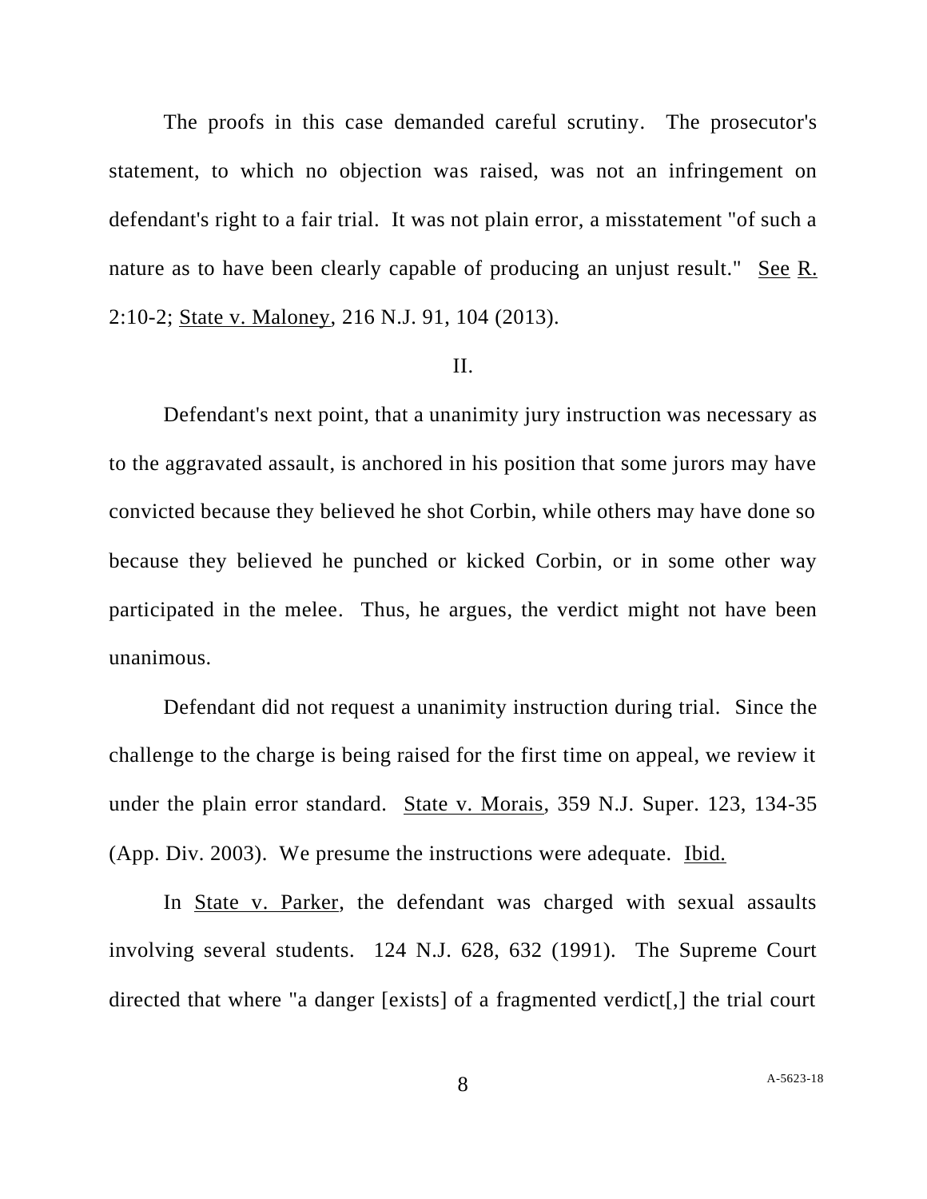The proofs in this case demanded careful scrutiny. The prosecutor's statement, to which no objection was raised, was not an infringement on defendant's right to a fair trial. It was not plain error, a misstatement "of such a nature as to have been clearly capable of producing an unjust result." See R. 2:10-2; State v. Maloney, 216 N.J. 91, 104 (2013).

II.

Defendant's next point, that a unanimity jury instruction was necessary as to the aggravated assault, is anchored in his position that some jurors may have convicted because they believed he shot Corbin, while others may have done so because they believed he punched or kicked Corbin, or in some other way participated in the melee. Thus, he argues, the verdict might not have been unanimous.

Defendant did not request a unanimity instruction during trial. Since the challenge to the charge is being raised for the first time on appeal, we review it under the plain error standard. State v. Morais, 359 N.J. Super. 123, 134-35 (App. Div. 2003). We presume the instructions were adequate. Ibid.

In State v. Parker, the defendant was charged with sexual assaults involving several students. 124 N.J. 628, 632 (1991). The Supreme Court directed that where "a danger [exists] of a fragmented verdict[,] the trial court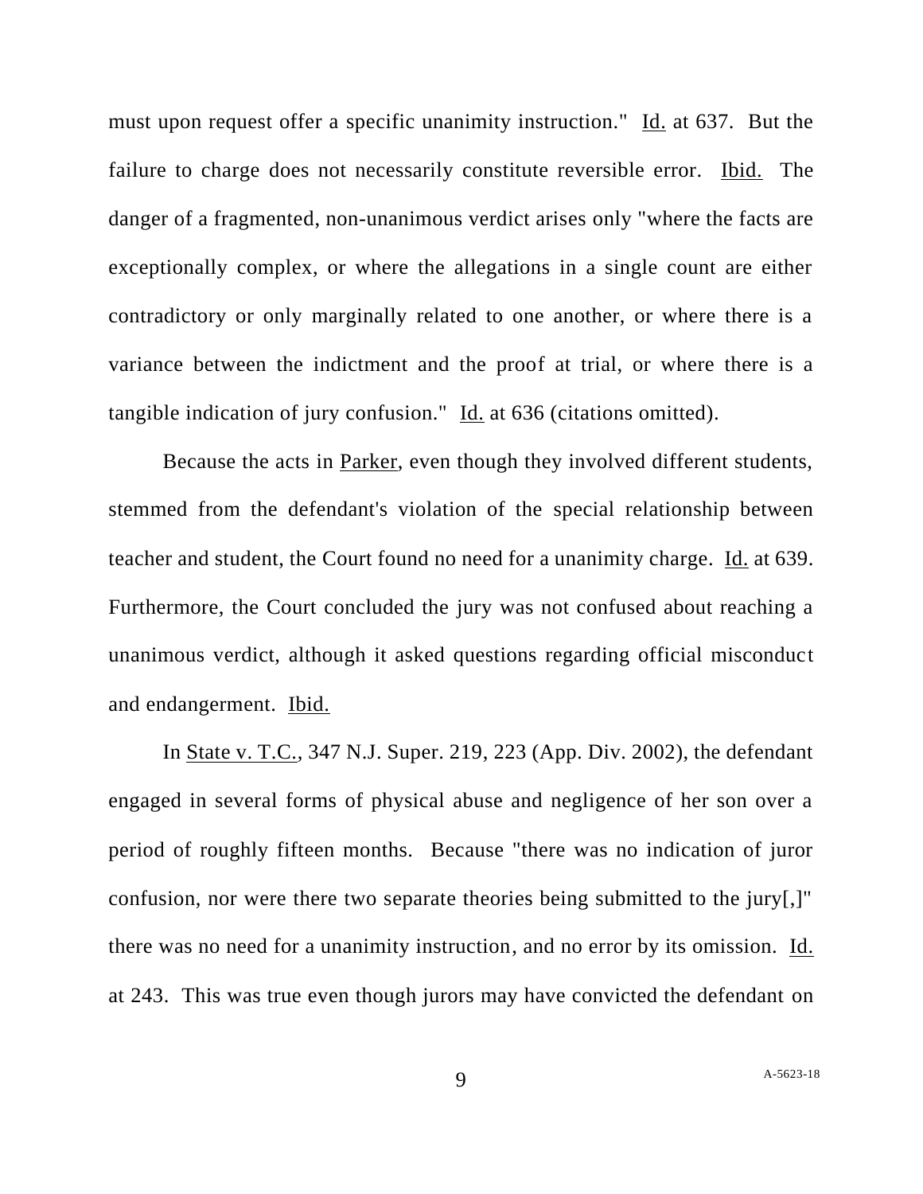must upon request offer a specific unanimity instruction." Id. at 637. But the failure to charge does not necessarily constitute reversible error. Ibid. The danger of a fragmented, non-unanimous verdict arises only "where the facts are exceptionally complex, or where the allegations in a single count are either contradictory or only marginally related to one another, or where there is a variance between the indictment and the proof at trial, or where there is a tangible indication of jury confusion." Id. at 636 (citations omitted).

Because the acts in Parker, even though they involved different students, stemmed from the defendant's violation of the special relationship between teacher and student, the Court found no need for a unanimity charge. Id. at 639. Furthermore, the Court concluded the jury was not confused about reaching a unanimous verdict, although it asked questions regarding official misconduct and endangerment. Ibid.

In State v. T.C., 347 N.J. Super. 219, 223 (App. Div. 2002), the defendant engaged in several forms of physical abuse and negligence of her son over a period of roughly fifteen months. Because "there was no indication of juror confusion, nor were there two separate theories being submitted to the jury[,]" there was no need for a unanimity instruction, and no error by its omission. Id. at 243. This was true even though jurors may have convicted the defendant on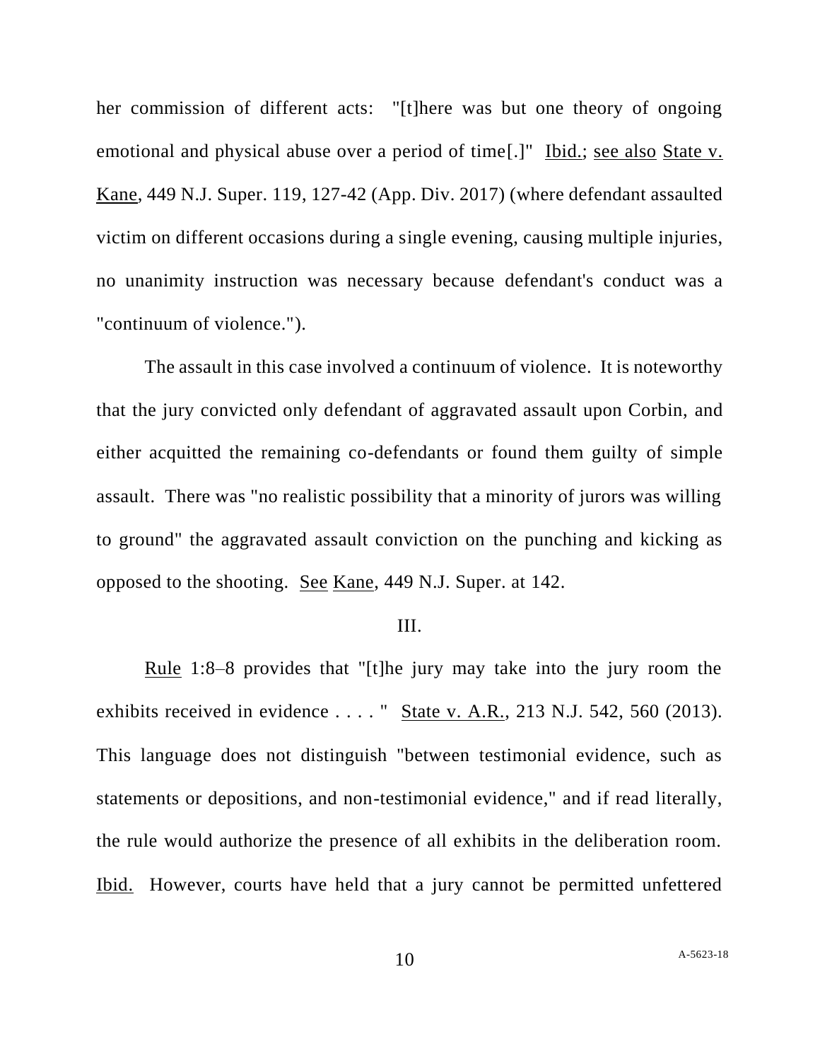her commission of different acts: "[t]here was but one theory of ongoing emotional and physical abuse over a period of time[.]" Ibid.; see also State v. Kane, 449 N.J. Super. 119, 127-42 (App. Div. 2017) (where defendant assaulted victim on different occasions during a single evening, causing multiple injuries, no unanimity instruction was necessary because defendant's conduct was a "continuum of violence.").

The assault in this case involved a continuum of violence. It is noteworthy that the jury convicted only defendant of aggravated assault upon Corbin, and either acquitted the remaining co-defendants or found them guilty of simple assault. There was "no realistic possibility that a minority of jurors was willing to ground" the aggravated assault conviction on the punching and kicking as opposed to the shooting. See Kane, 449 N.J. Super. at 142.

## III.

Rule 1:8–8 provides that "[t]he jury may take into the jury room the exhibits received in evidence . . . . " State v. A.R., 213 N.J. 542, 560 (2013). This language does not distinguish "between testimonial evidence, such as statements or depositions, and non-testimonial evidence," and if read literally, the rule would authorize the presence of all exhibits in the deliberation room. Ibid. However, courts have held that a jury cannot be permitted unfettered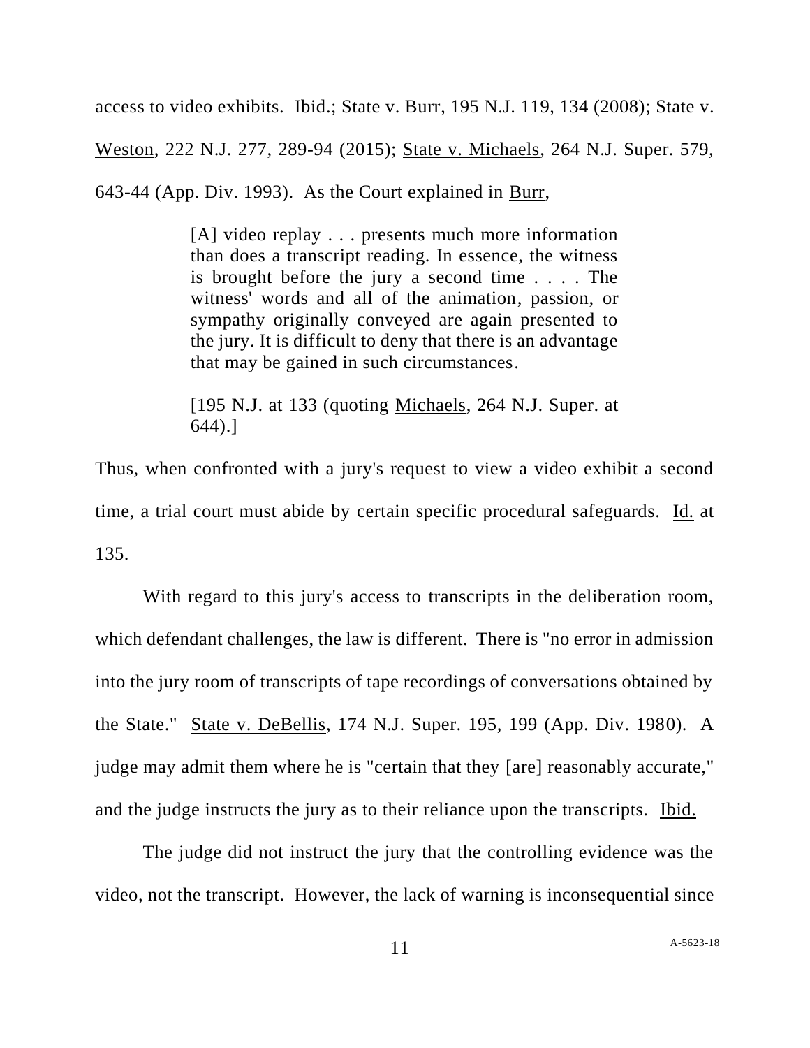access to video exhibits. Ibid.; State v. Burr, 195 N.J. 119, 134 (2008); State v. Weston, 222 N.J. 277, 289-94 (2015); State v. Michaels, 264 N.J. Super. 579, 643-44 (App. Div. 1993). As the Court explained in Burr,

> [A] video replay . . . presents much more information than does a transcript reading. In essence, the witness is brought before the jury a second time . . . . The witness' words and all of the animation, passion, or sympathy originally conveyed are again presented to the jury. It is difficult to deny that there is an advantage that may be gained in such circumstances.
>
> [195 N.J. at 133 (quoting Michaels, 264 N.J. Super. at 644).]

Thus, when confronted with a jury's request to view a video exhibit a second time, a trial court must abide by certain specific procedural safeguards. Id. at 135.

With regard to this jury's access to transcripts in the deliberation room, which defendant challenges, the law is different. There is "no error in admission into the jury room of transcripts of tape recordings of conversations obtained by the State." State v. DeBellis, 174 N.J. Super. 195, 199 (App. Div. 1980). A judge may admit them where he is "certain that they [are] reasonably accurate," and the judge instructs the jury as to their reliance upon the transcripts. Ibid.

The judge did not instruct the jury that the controlling evidence was the video, not the transcript. However, the lack of warning is inconsequential since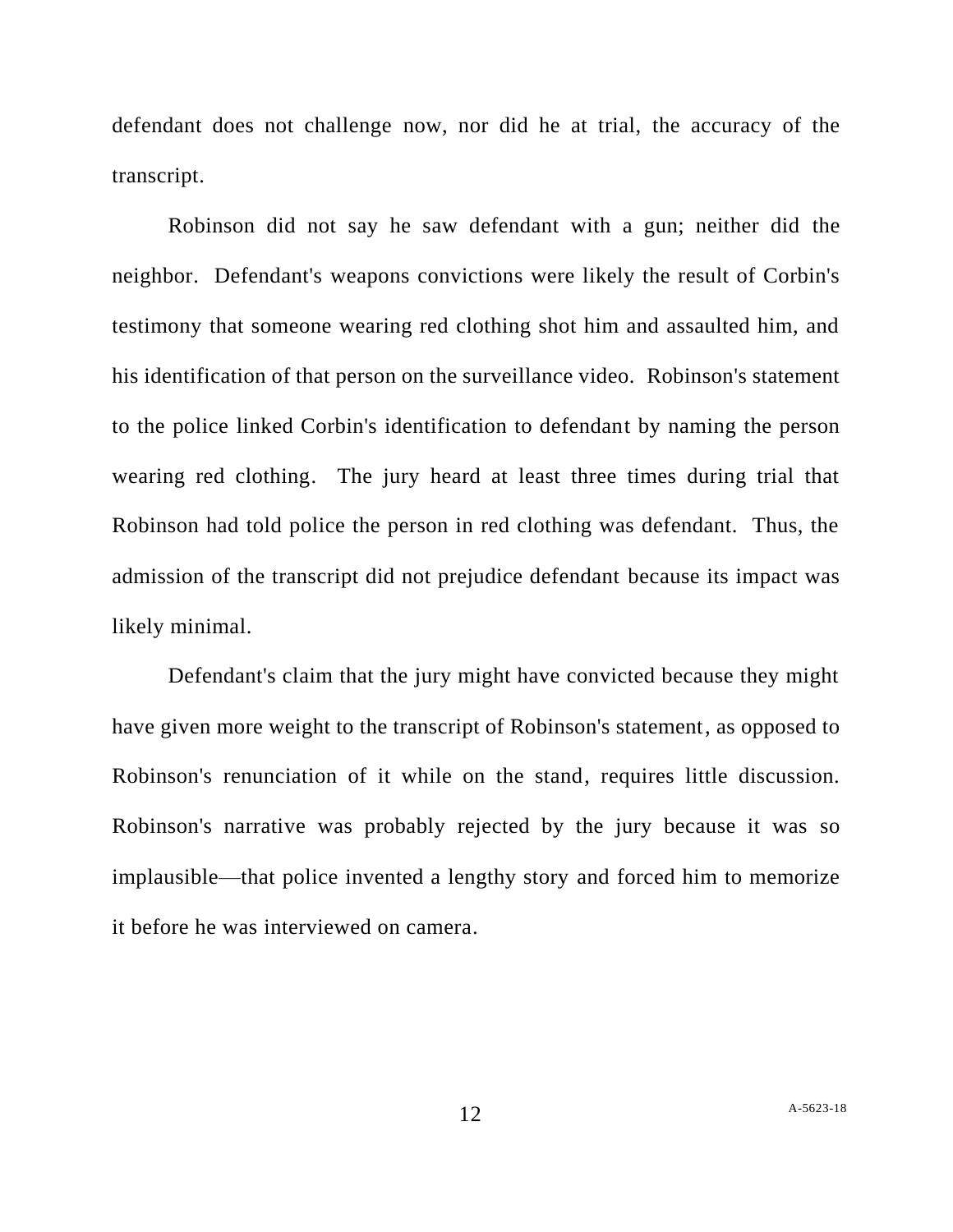defendant does not challenge now, nor did he at trial, the accuracy of the transcript.

Robinson did not say he saw defendant with a gun; neither did the neighbor. Defendant's weapons convictions were likely the result of Corbin's testimony that someone wearing red clothing shot him and assaulted him, and his identification of that person on the surveillance video. Robinson's statement to the police linked Corbin's identification to defendant by naming the person wearing red clothing. The jury heard at least three times during trial that Robinson had told police the person in red clothing was defendant. Thus, the admission of the transcript did not prejudice defendant because its impact was likely minimal.

Defendant's claim that the jury might have convicted because they might have given more weight to the transcript of Robinson's statement, as opposed to Robinson's renunciation of it while on the stand, requires little discussion. Robinson's narrative was probably rejected by the jury because it was so implausible—that police invented a lengthy story and forced him to memorize it before he was interviewed on camera.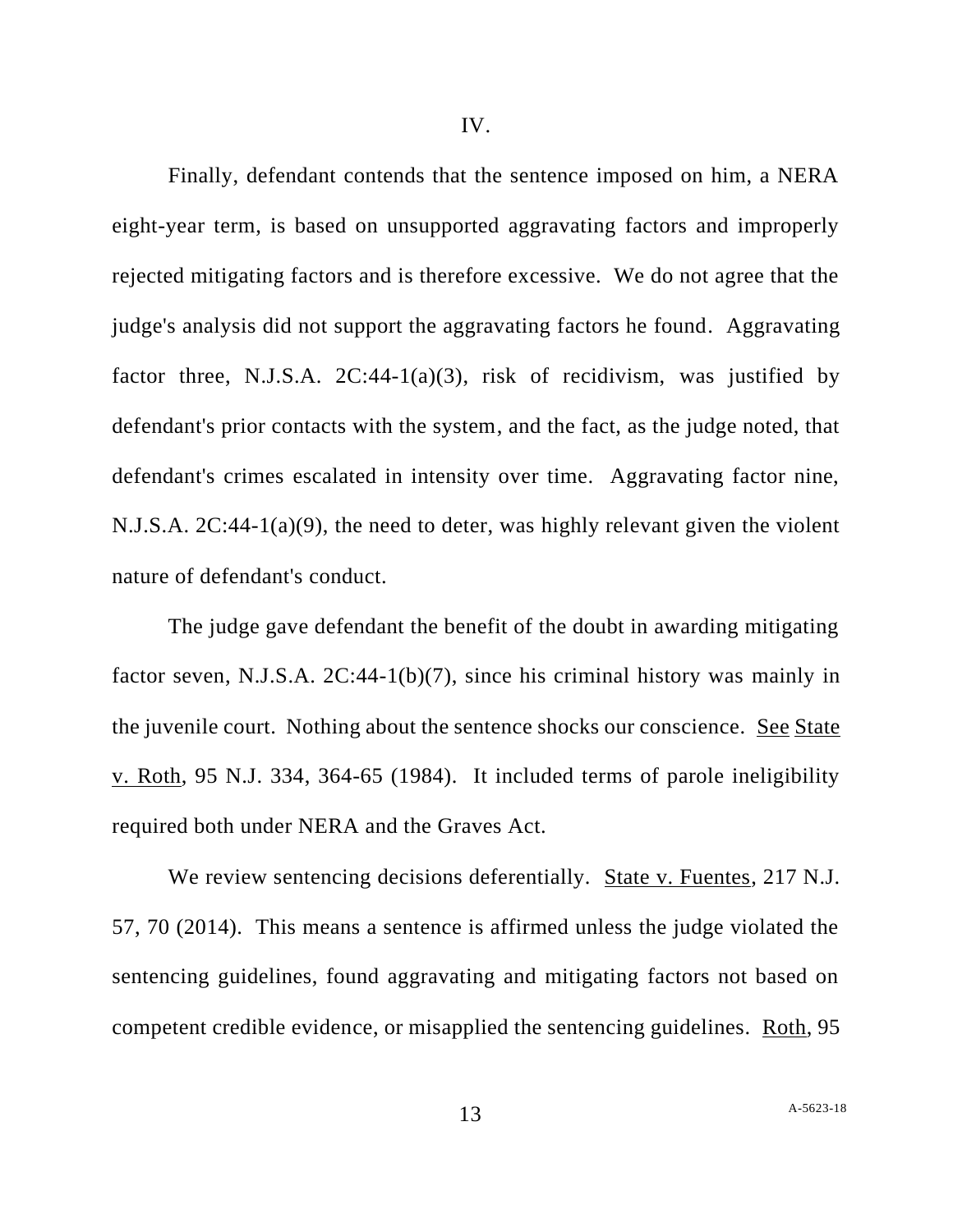IV.

Finally, defendant contends that the sentence imposed on him, a NERA eight-year term, is based on unsupported aggravating factors and improperly rejected mitigating factors and is therefore excessive. We do not agree that the judge's analysis did not support the aggravating factors he found. Aggravating factor three, N.J.S.A. 2C:44-1(a)(3), risk of recidivism, was justified by defendant's prior contacts with the system, and the fact, as the judge noted, that defendant's crimes escalated in intensity over time. Aggravating factor nine, N.J.S.A. 2C:44-1(a)(9), the need to deter, was highly relevant given the violent nature of defendant's conduct.

The judge gave defendant the benefit of the doubt in awarding mitigating factor seven, N.J.S.A. 2C:44-1(b)(7), since his criminal history was mainly in the juvenile court. Nothing about the sentence shocks our conscience. See State v. Roth, 95 N.J. 334, 364-65 (1984). It included terms of parole ineligibility required both under NERA and the Graves Act.

We review sentencing decisions deferentially. State v. Fuentes, 217 N.J. 57, 70 (2014). This means a sentence is affirmed unless the judge violated the sentencing guidelines, found aggravating and mitigating factors not based on competent credible evidence, or misapplied the sentencing guidelines. Roth, 95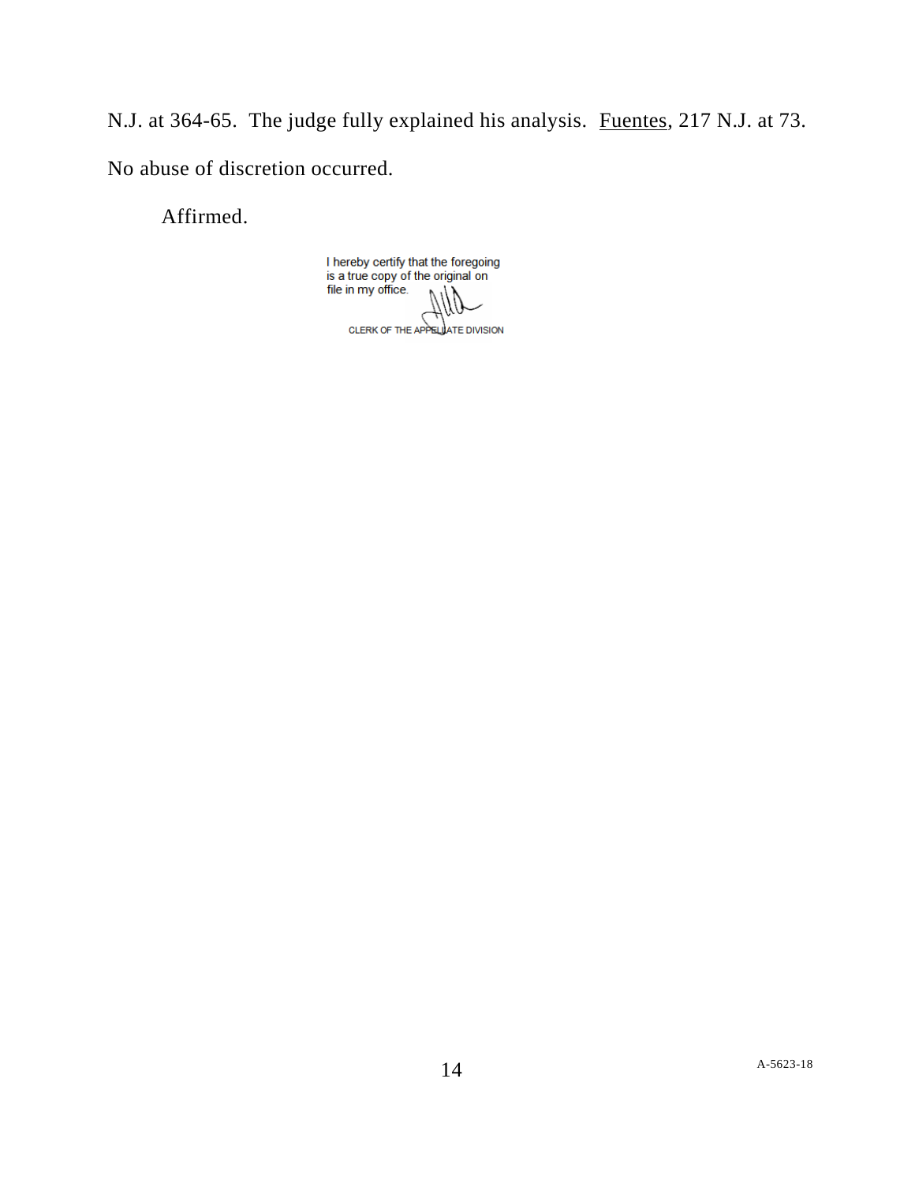N.J. at 364-65. The judge fully explained his analysis. Fuentes, 217 N.J. at 73. No abuse of discretion occurred.

Affirmed.

I hereby certify that the foregoing is a true copy of the original on file in my office.

CLERK OF THE APPELLATE DIVISION